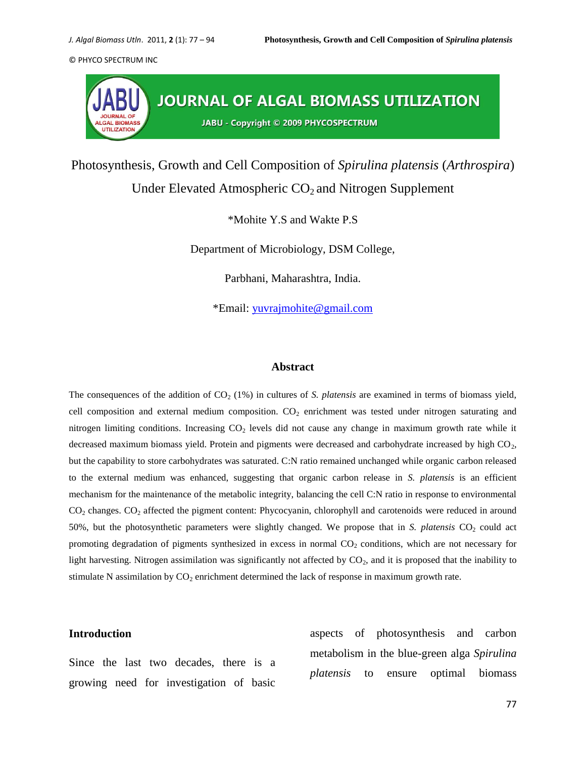# Photosynthesis, Growth and Cell Composition of *Spirulina platensis* (*Arthrospira*) Under Elevated Atmospheric $CO_2$ and Nitrogen Supplement

*Mohite Y.S and Wakte P.S

Department of Microbiology, DSM College,

Parbhani, Maharashtra, India.

*Email: yuvrajmohite@gmail.com

## Abstract

The consequences of the addition of $CO_2$ (1%) in cultures of *S. platensis* are examined in terms of biomass yield, cell composition and external medium composition. $CO_2$ enrichment was tested under nitrogen saturating and nitrogen limiting conditions. Increasing $CO_2$ levels did not cause any change in maximum growth rate while it decreased maximum biomass yield. Protein and pigments were decreased and carbohydrate increased by high $CO_2$, but the capability to store carbohydrates was saturated. C:N ratio remained unchanged while organic carbon released to the external medium was enhanced, suggesting that organic carbon release in *S. platensis* is an efficient mechanism for the maintenance of the metabolic integrity, balancing the cell C:N ratio in response to environmental $CO_2$ changes. $CO_2$ affected the pigment content: Phycocyanin, chlorophyll and carotenoids were reduced in around 50%, but the photosynthetic parameters were slightly changed. We propose that in *S. platensis* $CO_2$ could act promoting degradation of pigments synthesized in excess in normal $CO_2$ conditions, which are not necessary for light harvesting. Nitrogen assimilation was significantly not affected by $CO_2$, and it is proposed that the inability to stimulate N assimilation by $CO_2$ enrichment determined the lack of response in maximum growth rate.

## Introduction

Since the last two decades, there is a growing need for investigation of basic aspects of photosynthesis and carbon metabolism in the blue-green alga *Spirulina platensis* to ensure optimal biomass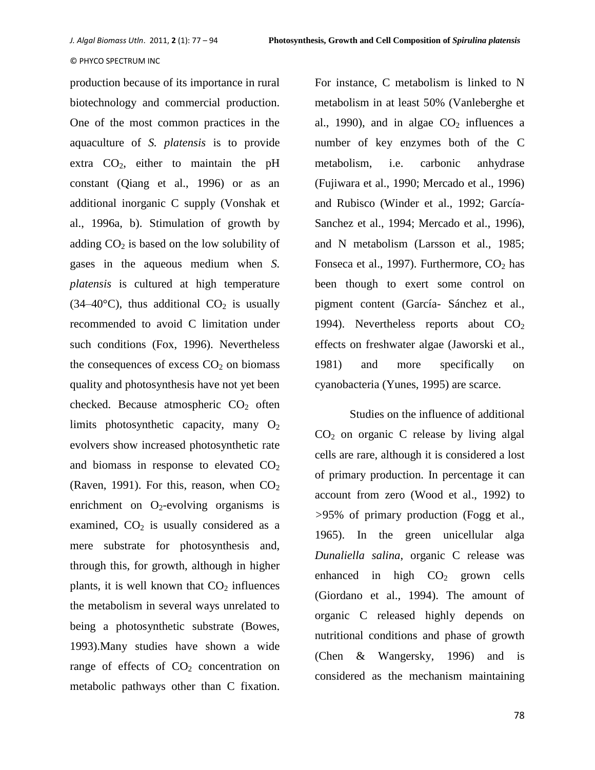production because of its importance in rural biotechnology and commercial production. One of the most common practices in the aquaculture of *S. platensis* is to provide extra $CO_2$, either to maintain the pH constant (Qiang et al., 1996) or as an additional inorganic C supply (Vonshak et al., 1996a, b). Stimulation of growth by adding $CO_2$ is based on the low solubility of gases in the aqueous medium when *S. platensis* is cultured at high temperature (34–40°C), thus additional $CO_2$ is usually recommended to avoid C limitation under such conditions (Fox, 1996). Nevertheless the consequences of excess $CO_2$ on biomass quality and photosynthesis have not yet been checked. Because atmospheric $CO_2$ often limits photosynthetic capacity, many $O_2$ evolvers show increased photosynthetic rate and biomass in response to elevated $CO_2$ (Raven, 1991). For this, reason, when $CO_2$ enrichment on $O_2$-evolving organisms is examined, $CO_2$ is usually considered as a mere substrate for photosynthesis and, through this, for growth, although in higher plants, it is well known that $CO_2$ influences the metabolism in several ways unrelated to being a photosynthetic substrate (Bowes, 1993).Many studies have shown a wide range of effects of $CO_2$ concentration on metabolic pathways other than C fixation. For instance, C metabolism is linked to N metabolism in at least 50% (Vanleberghe et al., 1990), and in algae $CO_2$ influences a number of key enzymes both of the C metabolism, i.e. carbonic anhydrase (Fujiwara et al., 1990; Mercado et al., 1996) and Rubisco (Winder et al., 1992; García-Sanchez et al., 1994; Mercado et al., 1996), and N metabolism (Larsson et al., 1985; Fonseca et al., 1997). Furthermore, $CO_2$ has been though to exert some control on pigment content (García- Sánchez et al., 1994). Nevertheless reports about $CO_2$ effects on freshwater algae (Jaworski et al., 1981) and more specifically on cyanobacteria (Yunes, 1995) are scarce.

Studies on the influence of additional $CO_2$ on organic C release by living algal cells are rare, although it is considered a lost of primary production. In percentage it can account from zero (Wood et al., 1992) to >95% of primary production (Fogg et al., 1965). In the green unicellular alga *Dunaliella salina*, organic C release was enhanced in high $CO_2$ grown cells (Giordano et al., 1994). The amount of organic C released highly depends on nutritional conditions and phase of growth (Chen & Wangersky, 1996) and is considered as the mechanism maintaining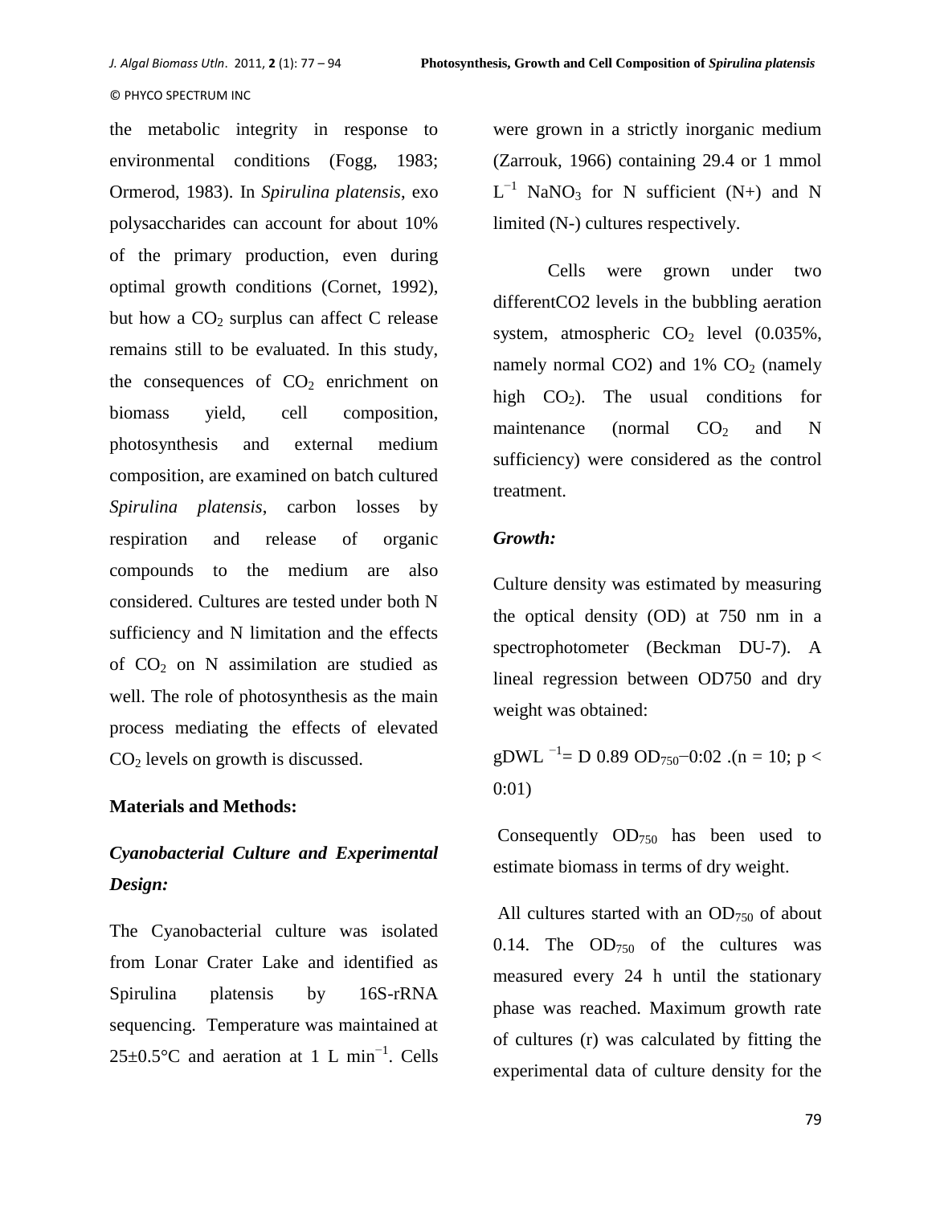the metabolic integrity in response to environmental conditions (Fogg, 1983; Ormerod, 1983). In *Spirulina platensis*, exo polysaccharides can account for about 10% of the primary production, even during optimal growth conditions (Cornet, 1992), but how a $CO_2$ surplus can affect C release remains still to be evaluated. In this study, the consequences of $CO_2$ enrichment on biomass yield, cell composition, photosynthesis and external medium composition, are examined on batch cultured *Spirulina platensis*, carbon losses by respiration and release of organic compounds to the medium are also considered. Cultures are tested under both N sufficiency and N limitation and the effects of $CO_2$ on N assimilation are studied as well. The role of photosynthesis as the main process mediating the effects of elevated $CO_2$ levels on growth is discussed.

**Materials and Methods:**

***Cyanobacterial Culture and Experimental Design:***

The Cyanobacterial culture was isolated from Lonar Crater Lake and identified as Spirulina platensis by 16S-rRNA sequencing. Temperature was maintained at 25±0.5°C and aeration at 1 L $min^{-1}$. Cells were grown in a strictly inorganic medium (Zarrouk, 1966) containing 29.4 or 1 mmol $L^{-1}$ $NaNO_3$ for N sufficient (N+) and N limited (N-) cultures respectively.

Cells were grown under two differentCO2 levels in the bubbling aeration system, atmospheric $CO_2$ level (0.035%, namely normal CO2) and 1% $CO_2$ (namely high $CO_2$). The usual conditions for maintenance (normal $CO_2$ and N sufficiency) were considered as the control treatment.

***Growth:***

Culture density was estimated by measuring the optical density (OD) at 750 nm in a spectrophotometer (Beckman DU-7). A lineal regression between OD750 and dry weight was obtained:

gDWL $^{-1}$= D 0.89 $OD_{750}$–0:02 .(n = 10; p < 0:01)

Consequently $OD_{750}$ has been used to estimate biomass in terms of dry weight.

All cultures started with an $OD_{750}$ of about 0.14. The $OD_{750}$ of the cultures was measured every 24 h until the stationary phase was reached. Maximum growth rate of cultures (r) was calculated by fitting the experimental data of culture density for the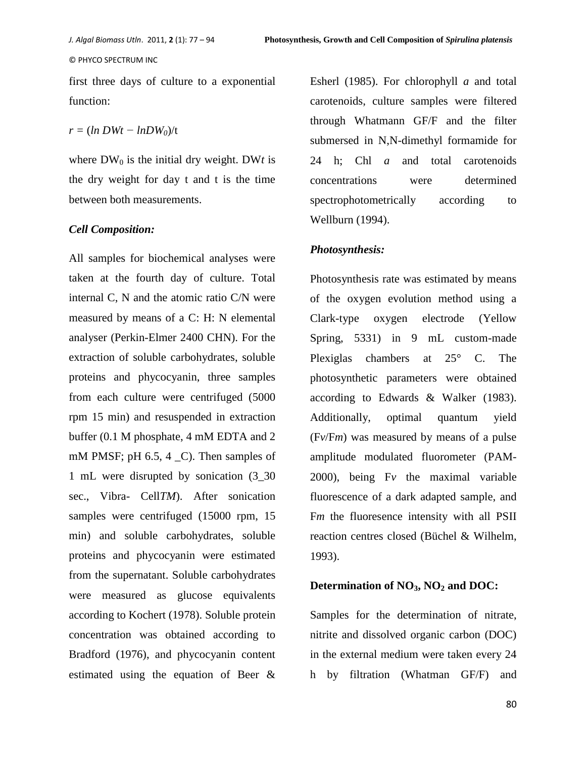first three days of culture to a exponential function:

$r = (\ln DWt - \ln DW_0)/t$

where $DW_0$ is the initial dry weight. $DWt$ is the dry weight for day t and t is the time between both measurements.

### *Cell Composition:*

All samples for biochemical analyses were taken at the fourth day of culture. Total internal C, N and the atomic ratio C/N were measured by means of a C: H: N elemental analyser (Perkin-Elmer 2400 CHN). For the extraction of soluble carbohydrates, soluble proteins and phycocyanin, three samples from each culture were centrifuged (5000 rpm 15 min) and resuspended in extraction buffer (0.1 M phosphate, 4 mM EDTA and 2 mM PMSF; pH 6.5, 4 _C). Then samples of 1 mL were disrupted by sonication (3_30 sec., Vibra- Cell*TM*). After sonication samples were centrifuged (15000 rpm, 15 min) and soluble carbohydrates, soluble proteins and phycocyanin were estimated from the supernatant. Soluble carbohydrates were measured as glucose equivalents according to Kochert (1978). Soluble protein concentration was obtained according to Bradford (1976), and phycocyanin content estimated using the equation of Beer & Esherl (1985). For chlorophyll *a* and total carotenoids, culture samples were filtered through Whatmann GF/F and the filter submersed in N,N-dimethyl formamide for 24 h; Chl *a* and total carotenoids concentrations were determined spectrophotometrically according to Wellburn (1994).

### *Photosynthesis:*

Photosynthesis rate was estimated by means of the oxygen evolution method using a Clark-type oxygen electrode (Yellow Spring, 5331) in 9 mL custom-made Plexiglas chambers at 25° C. The photosynthetic parameters were obtained according to Edwards & Walker (1983). Additionally, optimal quantum yield ($Fv/Fm$) was measured by means of a pulse amplitude modulated fluorometer (PAM-2000), being $Fv$ the maximal variable fluorescence of a dark adapted sample, and $Fm$ the fluoresence intensity with all PSII reaction centres closed (Büchel & Wilhelm, 1993).

### Determination of $NO_3$, $NO_2$ and DOC:

Samples for the determination of nitrate, nitrite and dissolved organic carbon (DOC) in the external medium were taken every 24 h by filtration (Whatman GF/F) and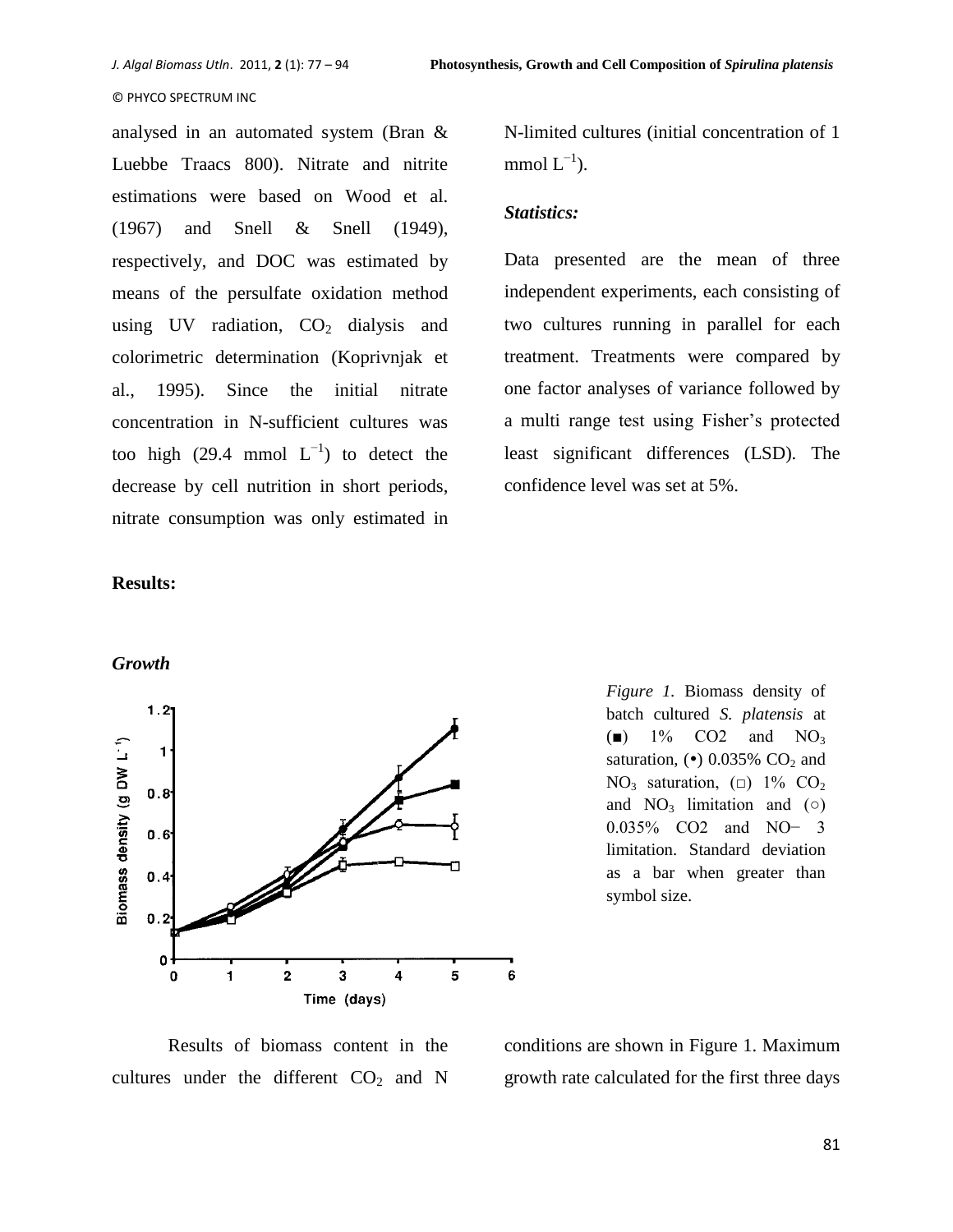analysed in an automated system (Bran & Luebbe Traacs 800). Nitrate and nitrite estimations were based on Wood et al. (1967) and Snell & Snell (1949), respectively, and DOC was estimated by means of the persulfate oxidation method using UV radiation, $CO_2$ dialysis and colorimetric determination (Koprivnjak et al., 1995). Since the initial nitrate concentration in N-sufficient cultures was too high (29.4 mmol $L^{-1}$) to detect the decrease by cell nutrition in short periods, nitrate consumption was only estimated in N-limited cultures (initial concentration of 1 mmol $L^{-1}$).

### *Statistics:*

Data presented are the mean of three independent experiments, each consisting of two cultures running in parallel for each treatment. Treatments were compared by one factor analyses of variance followed by a multi range test using Fisher's protected least significant differences (LSD). The confidence level was set at 5%.

## Results:

### *Growth*

*Figure 1.* Biomass density of batch cultured *S. platensis* at (■) 1% CO2 and $NO_3$ saturation, (•) 0.035% $CO_2$ and $NO_3$ saturation, (□) 1% $CO_2$ and $NO_3$ limitation and (○) 0.035% CO2 and NO− 3 limitation. Standard deviation as a bar when greater than symbol size.

Results of biomass content in the cultures under the different $CO_2$ and N conditions are shown in Figure 1. Maximum growth rate calculated for the first three days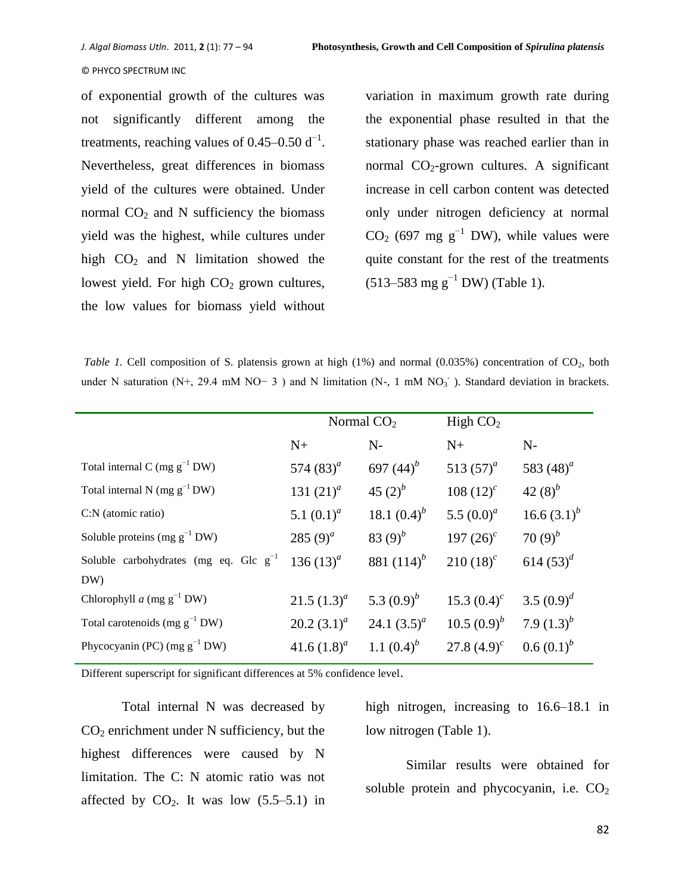of exponential growth of the cultures was not significantly different among the treatments, reaching values of 0.45–0.50 $d^{-1}$. Nevertheless, great differences in biomass yield of the cultures were obtained. Under normal $CO_2$ and N sufficiency the biomass yield was the highest, while cultures under high $CO_2$ and N limitation showed the lowest yield. For high $CO_2$ grown cultures, the low values for biomass yield without variation in maximum growth rate during the exponential phase resulted in that the stationary phase was reached earlier than in normal $CO_2$-grown cultures. A significant increase in cell carbon content was detected only under nitrogen deficiency at normal $CO_2$ (697 mg $g^{-1}$ DW), while values were quite constant for the rest of the treatments (513–583 mg $g^{-1}$ DW) (Table 1).

*Table 1.* Cell composition of S. platensis grown at high (1%) and normal (0.035%) concentration of $CO_2$, both under N saturation (N+, 29.4 mM NO− 3 ) and N limitation (N-, 1 mM $NO_3^-$ ). Standard deviation in brackets.

| | Normal $CO_2$ | | High $CO_2$ | |
|---|---|---|---|---|
| | N+ | N- | N+ | N- |
| Total internal C (mg $g^{-1}$ DW) | 574 (83)[a] | 697 (44)[b] | 513 (57)[a] | 583 (48)[a] |
| Total internal N (mg $g^{-1}$ DW) | 131 (21)[a] | 45 (2)[b] | 108 (12)[c] | 42 (8)[b] |
| C:N (atomic ratio) | 5.1 (0.1)[a] | 18.1 (0.4)[b] | 5.5 (0.0)[a] | 16.6 (3.1)[b] |
| Soluble proteins (mg $g^{-1}$ DW) | 285 (9)[a] | 83 (9)[b] | 197 (26)[c] | 70 (9)[b] |
| Soluble carbohydrates (mg eq. Glc $g^{-1}$ DW) | 136 (13)[a] | 881 (114)[b] | 210 (18)[c] | 614 (53)[d] |
| Chlorophyll *a* (mg $g^{-1}$ DW) | 21.5 (1.3)[a] | 5.3 (0.9)[b] | 15.3 (0.4)[c] | 3.5 (0.9)[d] |
| Total carotenoids (mg $g^{-1}$ DW) | 20.2 (3.1)[a] | 24.1 (3.5)[a] | 10.5 (0.9)[b] | 7.9 (1.3)[b] |
| Phycocyanin (PC) (mg $g^{-1}$ DW) | 41.6 (1.8)[a] | 1.1 (0.4)[b] | 27.8 (4.9)[c] | 0.6 (0.1)[b] |

Different superscript for significant differences at 5% confidence level.

Total internal N was decreased by $CO_2$ enrichment under N sufficiency, but the highest differences were caused by N limitation. The C: N atomic ratio was not affected by $CO_2$. It was low (5.5–5.1) in high nitrogen, increasing to 16.6–18.1 in low nitrogen (Table 1).

Similar results were obtained for soluble protein and phycocyanin, i.e. $CO_2$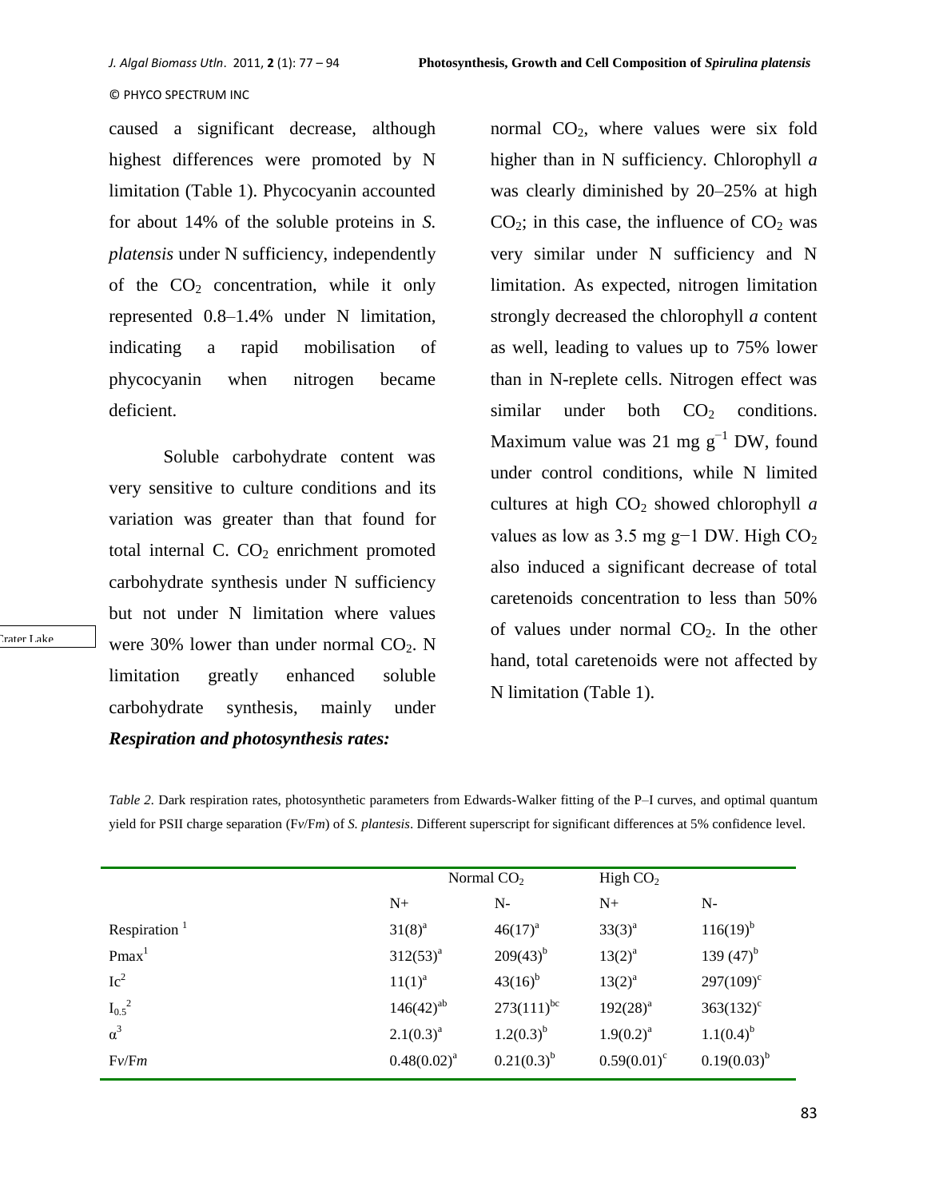caused a significant decrease, although highest differences were promoted by N limitation (Table 1). Phycocyanin accounted for about 14% of the soluble proteins in *S. platensis* under N sufficiency, independently of the $CO_2$ concentration, while it only represented 0.8–1.4% under N limitation, indicating a rapid mobilisation of phycocyanin when nitrogen became deficient.

Soluble carbohydrate content was very sensitive to culture conditions and its variation was greater than that found for total internal C. $CO_2$ enrichment promoted carbohydrate synthesis under N sufficiency but not under N limitation where values were 30% lower than under normal $CO_2$. N limitation greatly enhanced soluble carbohydrate synthesis, mainly under normal $CO_2$, where values were six fold higher than in N sufficiency. Chlorophyll *a* was clearly diminished by 20–25% at high $CO_2$; in this case, the influence of $CO_2$ was very similar under N sufficiency and N limitation. As expected, nitrogen limitation strongly decreased the chlorophyll *a* content as well, leading to values up to 75% lower than in N-replete cells. Nitrogen effect was similar under both $CO_2$ conditions. Maximum value was 21 mg $g^{-1}$ DW, found under control conditions, while N limited cultures at high $CO_2$ showed chlorophyll *a* values as low as 3.5 mg $g^{-1}$ DW. High $CO_2$ also induced a significant decrease of total caretenoids concentration to less than 50% of values under normal $CO_2$. In the other hand, total caretenoids were not affected by N limitation (Table 1).

***Respiration and photosynthesis rates:***

*Table 2.* Dark respiration rates, photosynthetic parameters from Edwards-Walker fitting of the P–I curves, and optimal quantum yield for PSII charge separation (F*v*/F*m*) of *S. plantesis*. Different superscript for significant differences at 5% confidence level.

| | Normal $CO_2$ | | High $CO_2$ | |
|---|---|---|---|---|
| | N+ | N- | N+ | N- |
| Respiration [1] | $31(8)^{a}$ | $46(17)^{a}$ | $33(3)^{a}$ | $116(19)^{b}$ |
| Pmax[1] | $312(53)^{a}$ | $209(43)^{b}$ | $13(2)^{a}$ | $139\ (47)^{b}$ |
| $I_c$[2] | $11(1)^{a}$ | $43(16)^{b}$ | $13(2)^{a}$ | $297(109)^{c}$ |
| $I_{0.5}$[2] | $146(42)^{ab}$ | $273(111)^{bc}$ | $192(28)^{a}$ | $363(132)^{c}$ |
| $\alpha$[3] | $2.1(0.3)^{a}$ | $1.2(0.3)^{b}$ | $1.9(0.2)^{a}$ | $1.1(0.4)^{b}$ |
| F*v*/F*m* | $0.48(0.02)^{a}$ | $0.21(0.3)^{b}$ | $0.59(0.01)^{c}$ | $0.19(0.03)^{b}$ |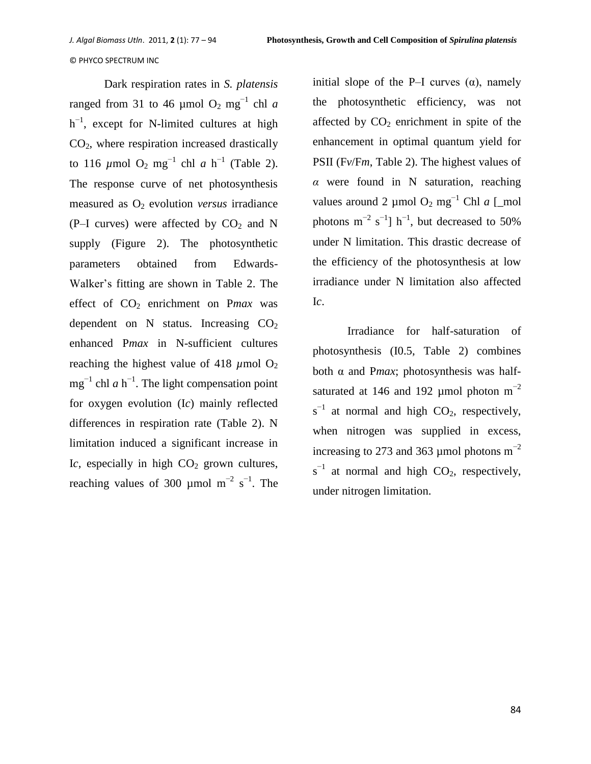Dark respiration rates in *S. platensis* ranged from 31 to 46 µmol $O_2$ $mg^{-1}$ chl *a* $h^{-1}$, except for N-limited cultures at high $CO_2$, where respiration increased drastically to 116 *µ*mol $O_2$ $mg^{-1}$ chl *a* $h^{-1}$ (Table 2). The response curve of net photosynthesis measured as $O_2$ evolution *versus* irradiance (P–I curves) were affected by $CO_2$ and N supply (Figure 2). The photosynthetic parameters obtained from Edwards-Walker's fitting are shown in Table 2. The effect of $CO_2$ enrichment on $P_{max}$ was dependent on N status. Increasing $CO_2$ enhanced $P_{max}$ in N-sufficient cultures reaching the highest value of 418 *µ*mol $O_2$ $mg^{-1}$ chl *a* $h^{-1}$. The light compensation point for oxygen evolution ($I_c$) mainly reflected differences in respiration rate (Table 2). N limitation induced a significant increase in $I_c$, especially in high $CO_2$ grown cultures, reaching values of 300 µmol $m^{-2}$ $s^{-1}$. The initial slope of the P–I curves (α), namely the photosynthetic efficiency, was not affected by $CO_2$ enrichment in spite of the enhancement in optimal quantum yield for PSII ($F_v/F_m$, Table 2). The highest values of *α* were found in N saturation, reaching values around 2 µmol $O_2$ $mg^{-1}$ Chl *a* [_mol photons $m^{-2}$ $s^{-1}$] $h^{-1}$, but decreased to 50% under N limitation. This drastic decrease of the efficiency of the photosynthesis at low irradiance under N limitation also affected $I_c$.

Irradiance for half-saturation of photosynthesis (I0.5, Table 2) combines both α and $P_{max}$; photosynthesis was half-saturated at 146 and 192 µmol photon $m^{-2}$ $s^{-1}$ at normal and high $CO_2$, respectively, when nitrogen was supplied in excess, increasing to 273 and 363 µmol photons $m^{-2}$ $s^{-1}$ at normal and high $CO_2$, respectively, under nitrogen limitation.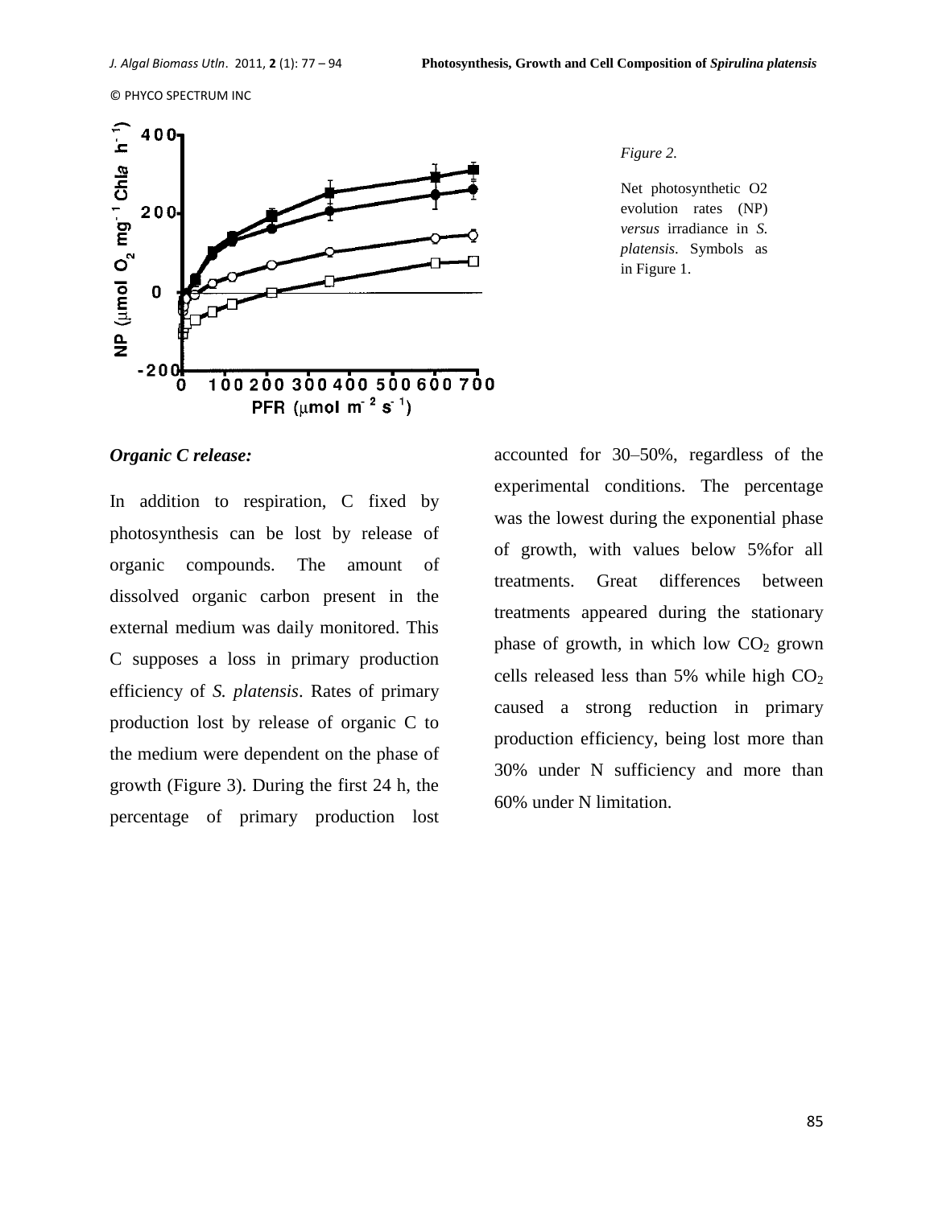*Figure 2.*

Net photosynthetic O2 evolution rates (NP) *versus* irradiance in *S. platensis*. Symbols as in Figure 1.

***Organic C release:***

In addition to respiration, C fixed by photosynthesis can be lost by release of organic compounds. The amount of dissolved organic carbon present in the external medium was daily monitored. This C supposes a loss in primary production efficiency of *S. platensis*. Rates of primary production lost by release of organic C to the medium were dependent on the phase of growth (Figure 3). During the first 24 h, the percentage of primary production lost accounted for 30–50%, regardless of the experimental conditions. The percentage was the lowest during the exponential phase of growth, with values below 5%for all treatments. Great differences between treatments appeared during the stationary phase of growth, in which low $CO_2$ grown cells released less than 5% while high $CO_2$ caused a strong reduction in primary production efficiency, being lost more than 30% under N sufficiency and more than 60% under N limitation.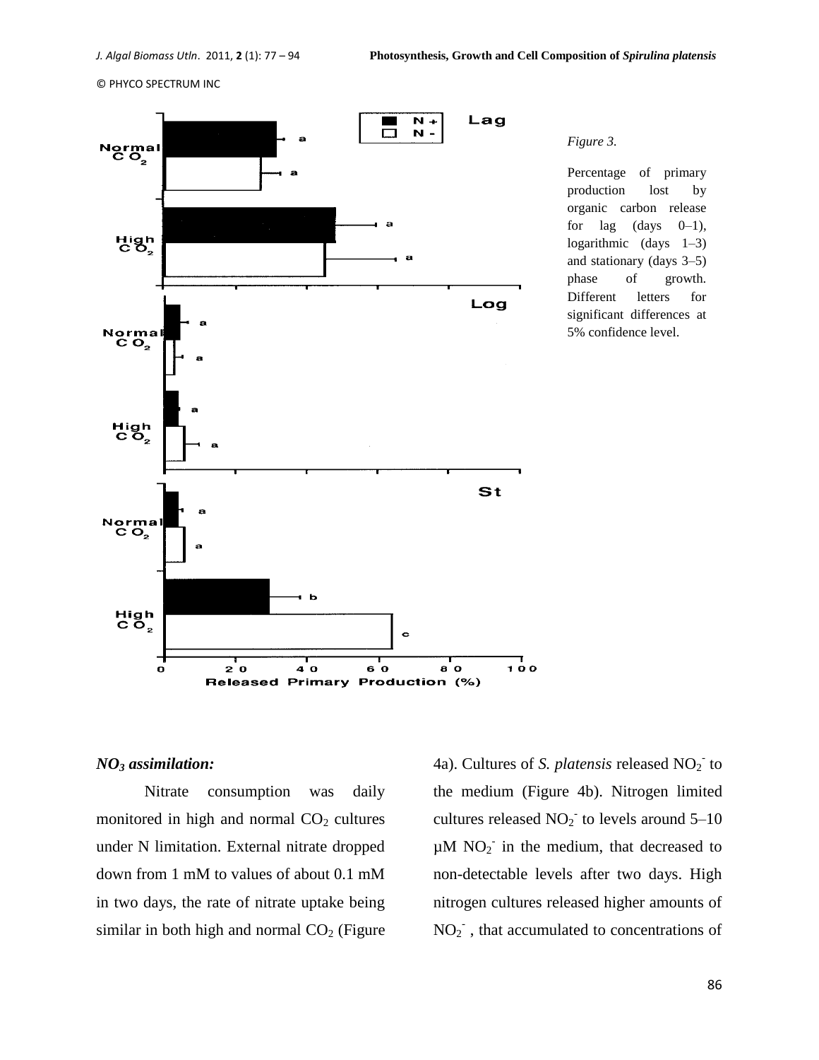*Figure 3.*

Percentage of primary production lost by organic carbon release for lag (days 0–1), logarithmic (days 1–3) and stationary (days 3–5) phase of growth. Different letters for significant differences at 5% confidence level.

***$NO_3$ assimilation:***

Nitrate consumption was daily monitored in high and normal $CO_2$ cultures under N limitation. External nitrate dropped down from 1 mM to values of about 0.1 mM in two days, the rate of nitrate uptake being similar in both high and normal $CO_2$ (Figure 4a). Cultures of *S. platensis* released $NO_2^-$ to the medium (Figure 4b). Nitrogen limited cultures released $NO_2^-$ to levels around 5–10 µM $NO_2^-$ in the medium, that decreased to non-detectable levels after two days. High nitrogen cultures released higher amounts of $NO_2^-$ , that accumulated to concentrations of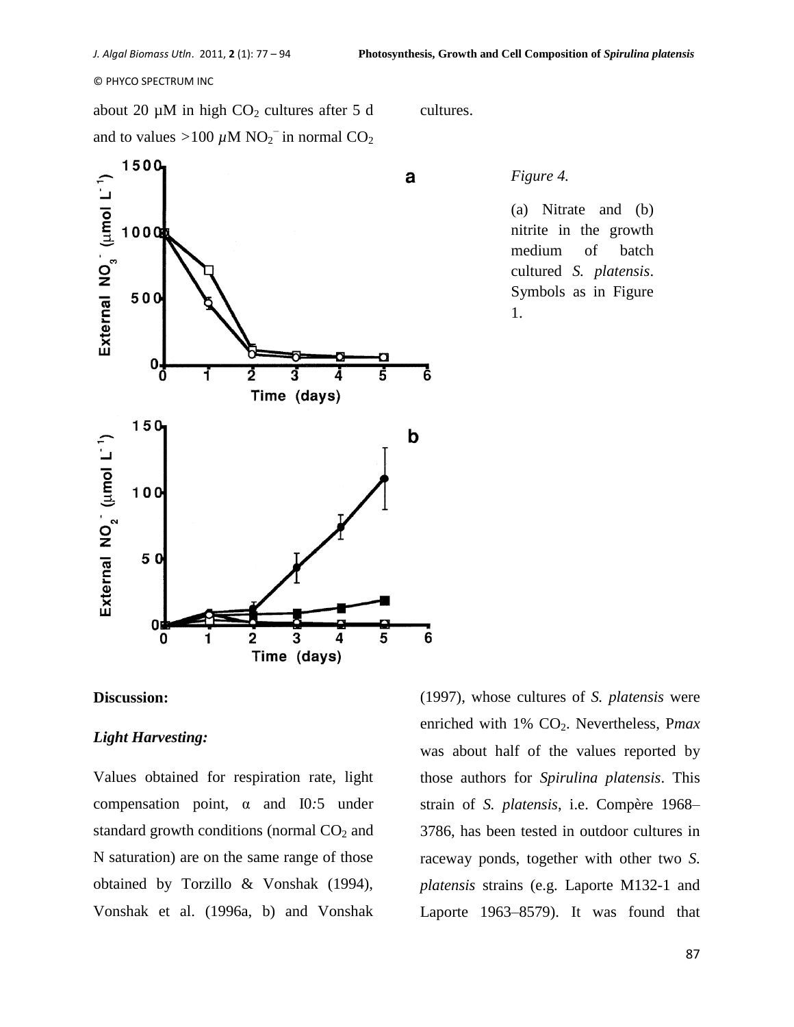about 20 µM in high $CO_2$ cultures after 5 d and to values >100 $\mu$M $NO_2^-$ in normal $CO_2$ cultures.

*Figure 4.*

(a) Nitrate and (b) nitrite in the growth medium of batch cultured *S. platensis*. Symbols as in Figure 1.

## Discussion:

### *Light Harvesting:*

Values obtained for respiration rate, light compensation point, α and I0:5 under standard growth conditions (normal $CO_2$ and N saturation) are on the same range of those obtained by Torzillo & Vonshak (1994), Vonshak et al. (1996a, b) and Vonshak (1997), whose cultures of *S. platensis* were enriched with 1% $CO_2$. Nevertheless, P*max* was about half of the values reported by those authors for *Spirulina platensis*. This strain of *S. platensis*, i.e. Compère 1968–3786, has been tested in outdoor cultures in raceway ponds, together with other two *S. platensis* strains (e.g. Laporte M132-1 and Laporte 1963–8579). It was found that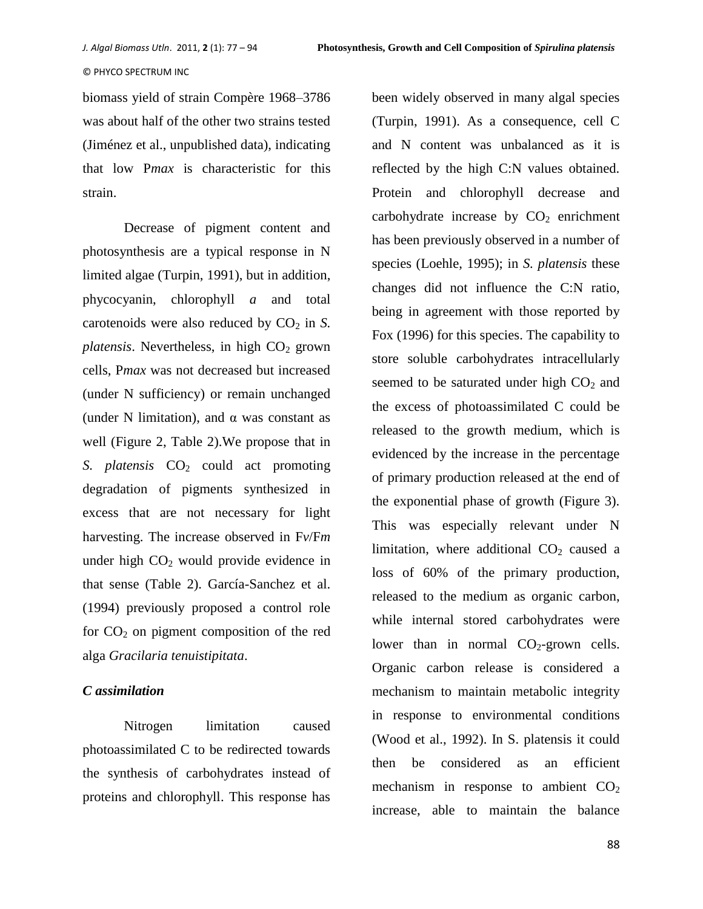biomass yield of strain Compère 1968–3786 was about half of the other two strains tested (Jiménez et al., unpublished data), indicating that low P*max* is characteristic for this strain.

Decrease of pigment content and photosynthesis are a typical response in N limited algae (Turpin, 1991), but in addition, phycocyanin, chlorophyll *a* and total carotenoids were also reduced by $CO_2$ in *S. platensis*. Nevertheless, in high $CO_2$ grown cells, P*max* was not decreased but increased (under N sufficiency) or remain unchanged (under N limitation), and α was constant as well (Figure 2, Table 2).We propose that in *S. platensis* $CO_2$ could act promoting degradation of pigments synthesized in excess that are not necessary for light harvesting. The increase observed in F*v*/F*m* under high $CO_2$ would provide evidence in that sense (Table 2). García-Sanchez et al. (1994) previously proposed a control role for $CO_2$ on pigment composition of the red alga *Gracilaria tenuistipitata*.

***C assimilation***

Nitrogen limitation caused photoassimilated C to be redirected towards the synthesis of carbohydrates instead of proteins and chlorophyll. This response has been widely observed in many algal species (Turpin, 1991). As a consequence, cell C and N content was unbalanced as it is reflected by the high C:N values obtained. Protein and chlorophyll decrease and carbohydrate increase by $CO_2$ enrichment has been previously observed in a number of species (Loehle, 1995); in *S. platensis* these changes did not influence the C:N ratio, being in agreement with those reported by Fox (1996) for this species. The capability to store soluble carbohydrates intracellularly seemed to be saturated under high $CO_2$ and the excess of photoassimilated C could be released to the growth medium, which is evidenced by the increase in the percentage of primary production released at the end of the exponential phase of growth (Figure 3). This was especially relevant under N limitation, where additional $CO_2$ caused a loss of 60% of the primary production, released to the medium as organic carbon, while internal stored carbohydrates were lower than in normal $CO_2$-grown cells. Organic carbon release is considered a mechanism to maintain metabolic integrity in response to environmental conditions (Wood et al., 1992). In S. platensis it could then be considered as an efficient mechanism in response to ambient $CO_2$ increase, able to maintain the balance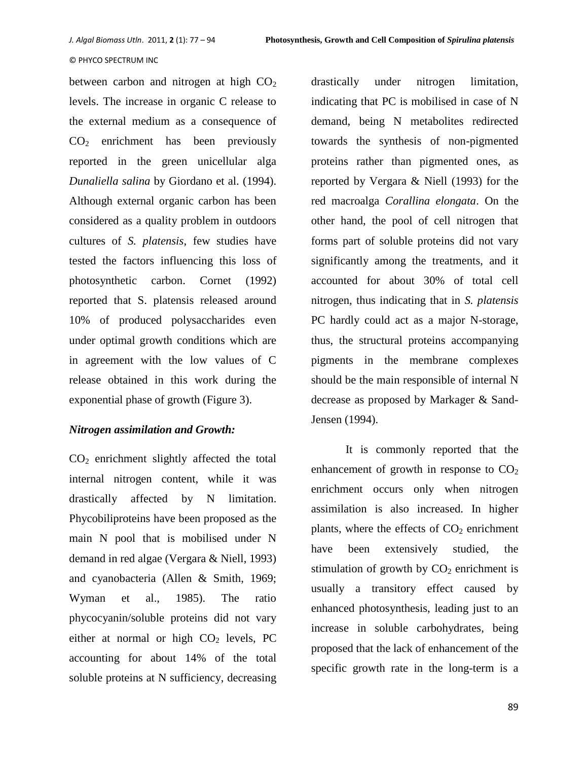between carbon and nitrogen at high $CO_2$ levels. The increase in organic C release to the external medium as a consequence of $CO_2$ enrichment has been previously reported in the green unicellular alga *Dunaliella salina* by Giordano et al. (1994). Although external organic carbon has been considered as a quality problem in outdoors cultures of *S. platensis*, few studies have tested the factors influencing this loss of photosynthetic carbon. Cornet (1992) reported that S. platensis released around 10% of produced polysaccharides even under optimal growth conditions which are in agreement with the low values of C release obtained in this work during the exponential phase of growth (Figure 3).

### *Nitrogen assimilation and Growth:*

$CO_2$ enrichment slightly affected the total internal nitrogen content, while it was drastically affected by N limitation. Phycobiliproteins have been proposed as the main N pool that is mobilised under N demand in red algae (Vergara & Niell, 1993) and cyanobacteria (Allen & Smith, 1969; Wyman et al., 1985). The ratio phycocyanin/soluble proteins did not vary either at normal or high $CO_2$ levels, PC accounting for about 14% of the total soluble proteins at N sufficiency, decreasing drastically under nitrogen limitation, indicating that PC is mobilised in case of N demand, being N metabolites redirected towards the synthesis of non-pigmented proteins rather than pigmented ones, as reported by Vergara & Niell (1993) for the red macroalga *Corallina elongata*. On the other hand, the pool of cell nitrogen that forms part of soluble proteins did not vary significantly among the treatments, and it accounted for about 30% of total cell nitrogen, thus indicating that in *S. platensis* PC hardly could act as a major N-storage, thus, the structural proteins accompanying pigments in the membrane complexes should be the main responsible of internal N decrease as proposed by Markager & Sand-Jensen (1994).

It is commonly reported that the enhancement of growth in response to $CO_2$ enrichment occurs only when nitrogen assimilation is also increased. In higher plants, where the effects of $CO_2$ enrichment have been extensively studied, the stimulation of growth by $CO_2$ enrichment is usually a transitory effect caused by enhanced photosynthesis, leading just to an increase in soluble carbohydrates, being proposed that the lack of enhancement of the specific growth rate in the long-term is a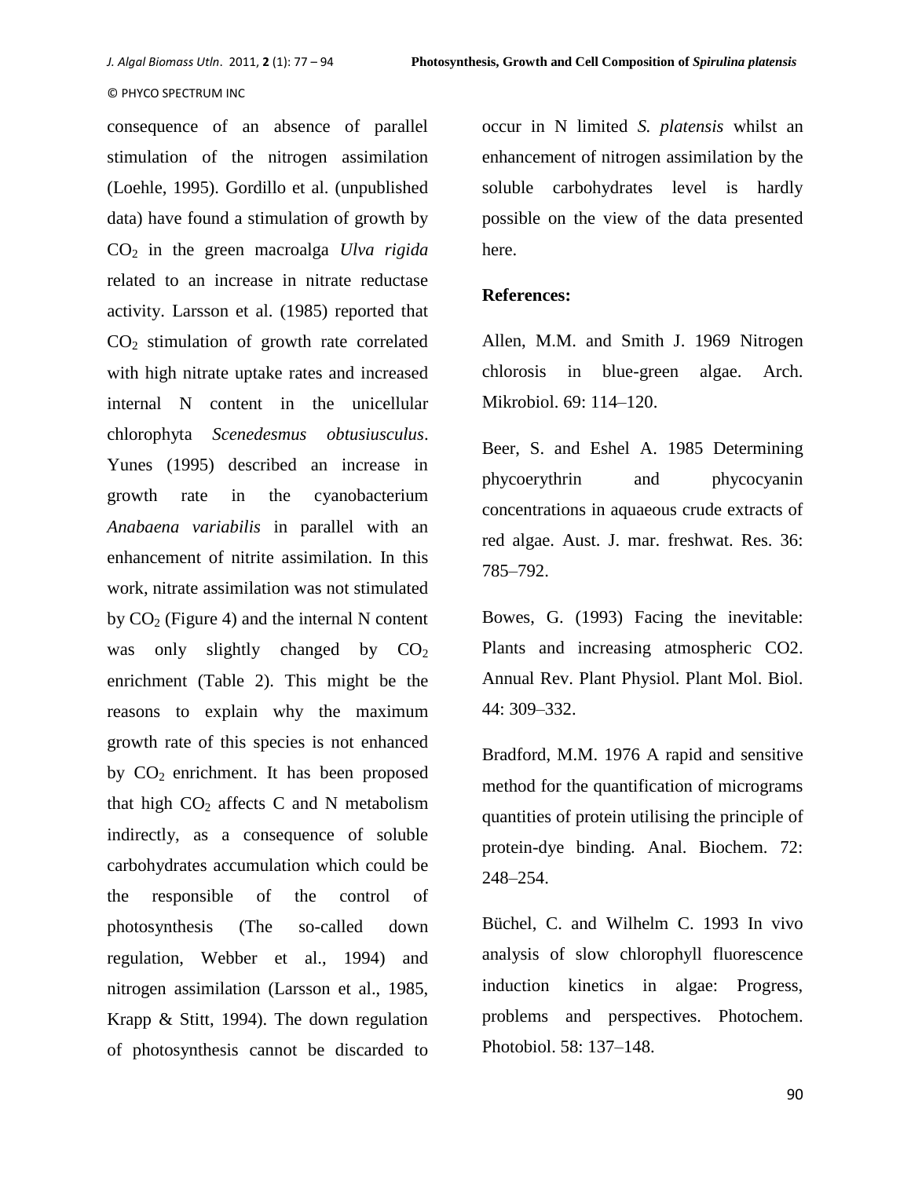consequence of an absence of parallel stimulation of the nitrogen assimilation (Loehle, 1995). Gordillo et al. (unpublished data) have found a stimulation of growth by $CO_2$ in the green macroalga *Ulva rigida* related to an increase in nitrate reductase activity. Larsson et al. (1985) reported that $CO_2$ stimulation of growth rate correlated with high nitrate uptake rates and increased internal N content in the unicellular chlorophyta *Scenedesmus obtusiusculus*. Yunes (1995) described an increase in growth rate in the cyanobacterium *Anabaena variabilis* in parallel with an enhancement of nitrite assimilation. In this work, nitrate assimilation was not stimulated by $CO_2$ (Figure 4) and the internal N content was only slightly changed by $CO_2$ enrichment (Table 2). This might be the reasons to explain why the maximum growth rate of this species is not enhanced by $CO_2$ enrichment. It has been proposed that high $CO_2$ affects C and N metabolism indirectly, as a consequence of soluble carbohydrates accumulation which could be the responsible of the control of photosynthesis (The so-called down regulation, Webber et al., 1994) and nitrogen assimilation (Larsson et al., 1985, Krapp & Stitt, 1994). The down regulation of photosynthesis cannot be discarded to occur in N limited *S. platensis* whilst an enhancement of nitrogen assimilation by the soluble carbohydrates level is hardly possible on the view of the data presented here.

**References:**

Allen, M.M. and Smith J. 1969 Nitrogen chlorosis in blue-green algae. Arch. Mikrobiol. 69: 114–120.

Beer, S. and Eshel A. 1985 Determining phycoerythrin and phycocyanin concentrations in aqueous crude extracts of red algae. Aust. J. mar. freshwat. Res. 36: 785–792.

Bowes, G. (1993) Facing the inevitable: Plants and increasing atmospheric CO2. Annual Rev. Plant Physiol. Plant Mol. Biol. 44: 309–332.

Bradford, M.M. 1976 A rapid and sensitive method for the quantification of micrograms quantities of protein utilising the principle of protein-dye binding. Anal. Biochem. 72: 248–254.

Büchel, C. and Wilhelm C. 1993 In vivo analysis of slow chlorophyll fluorescence induction kinetics in algae: Progress, problems and perspectives. Photochem. Photobiol. 58: 137–148.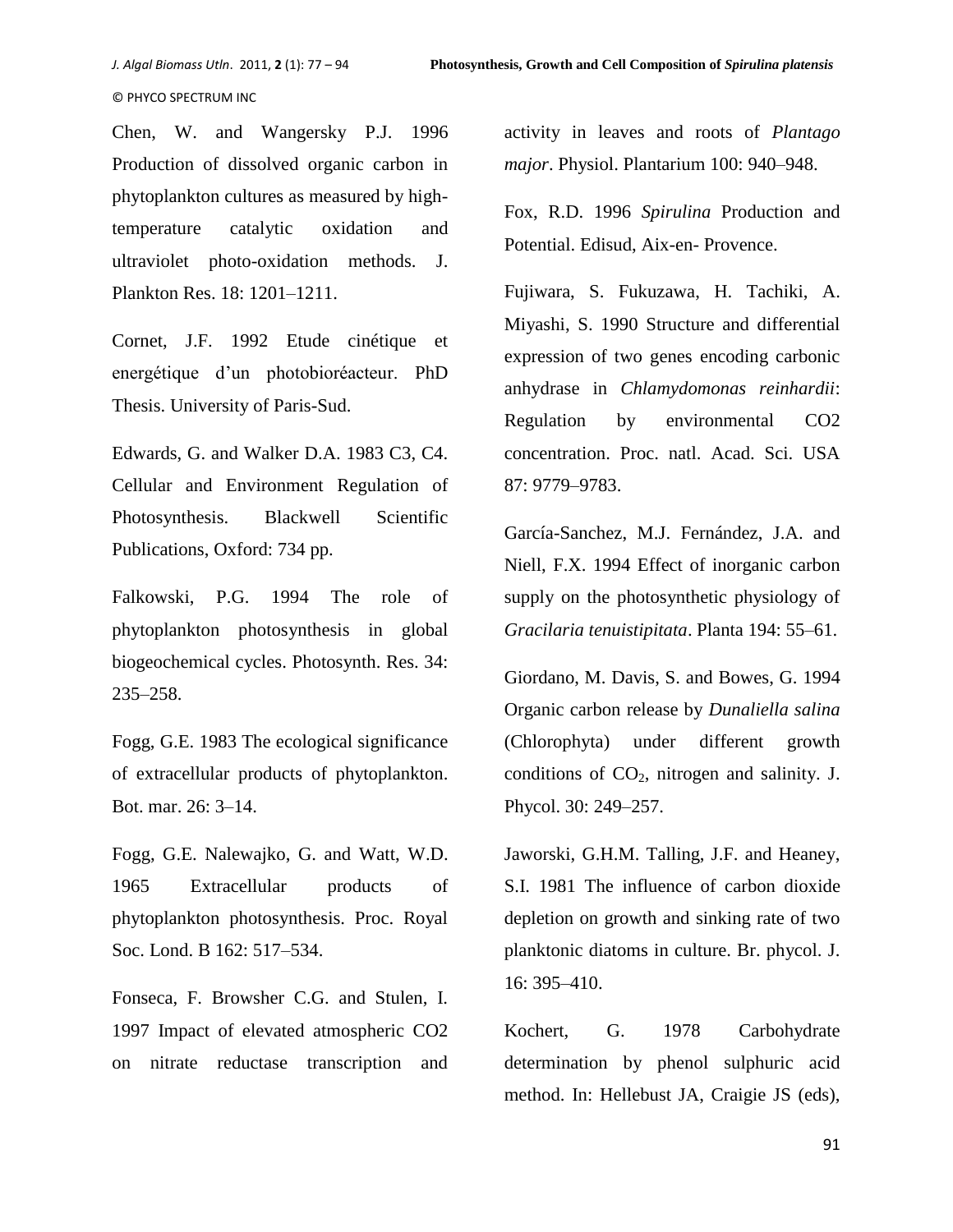Chen, W. and Wangersky P.J. 1996 Production of dissolved organic carbon in phytoplankton cultures as measured by high-temperature catalytic oxidation and ultraviolet photo-oxidation methods. J. Plankton Res. 18: 1201–1211.

Cornet, J.F. 1992 Etude cinétique et energétique d'un photobioréacteur. PhD Thesis. University of Paris-Sud.

Edwards, G. and Walker D.A. 1983 C3, C4. Cellular and Environment Regulation of Photosynthesis. Blackwell Scientific Publications, Oxford: 734 pp.

Falkowski, P.G. 1994 The role of phytoplankton photosynthesis in global biogeochemical cycles. Photosynth. Res. 34: 235–258.

Fogg, G.E. 1983 The ecological significance of extracellular products of phytoplankton. Bot. mar. 26: 3–14.

Fogg, G.E. Nalewajko, G. and Watt, W.D. 1965 Extracellular products of phytoplankton photosynthesis. Proc. Royal Soc. Lond. B 162: 517–534.

Fonseca, F. Browsher C.G. and Stulen, I. 1997 Impact of elevated atmospheric CO2 on nitrate reductase transcription and activity in leaves and roots of *Plantago major*. Physiol. Plantarium 100: 940–948.

Fox, R.D. 1996 *Spirulina* Production and Potential. Edisud, Aix-en- Provence.

Fujiwara, S. Fukuzawa, H. Tachiki, A. Miyashi, S. 1990 Structure and differential expression of two genes encoding carbonic anhydrase in *Chlamydomonas reinhardii*: Regulation by environmental CO2 concentration. Proc. natl. Acad. Sci. USA 87: 9779–9783.

García-Sanchez, M.J. Fernández, J.A. and Niell, F.X. 1994 Effect of inorganic carbon supply on the photosynthetic physiology of *Gracilaria tenuistipitata*. Planta 194: 55–61.

Giordano, M. Davis, S. and Bowes, G. 1994 Organic carbon release by *Dunaliella salina* (Chlorophyta) under different growth conditions of $CO_2$, nitrogen and salinity. J. Phycol. 30: 249–257.

Jaworski, G.H.M. Talling, J.F. and Heaney, S.I. 1981 The influence of carbon dioxide depletion on growth and sinking rate of two planktonic diatoms in culture. Br. phycol. J. 16: 395–410.

Kochert, G. 1978 Carbohydrate determination by phenol sulphuric acid method. In: Hellebust JA, Craigie JS (eds),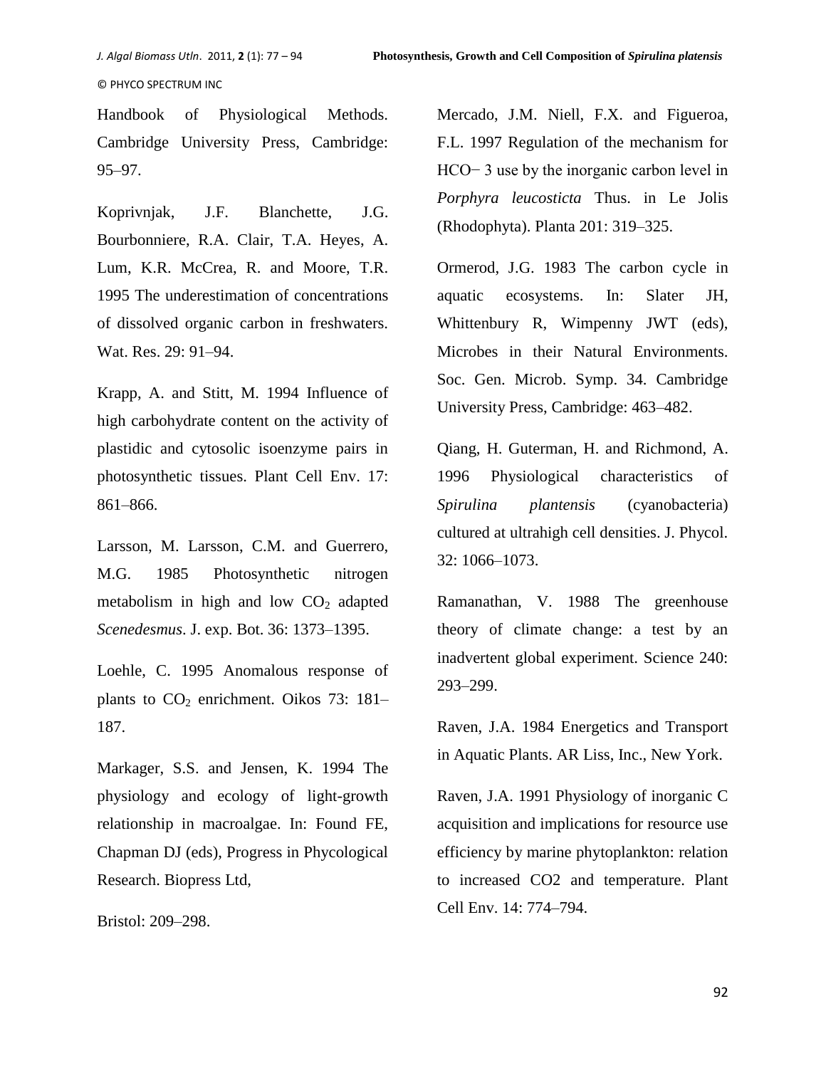Handbook of Physiological Methods. Cambridge University Press, Cambridge: 95–97.

Koprivnjak, J.F. Blanchette, J.G. Bourbonniere, R.A. Clair, T.A. Heyes, A. Lum, K.R. McCrea, R. and Moore, T.R. 1995 The underestimation of concentrations of dissolved organic carbon in freshwaters. Wat. Res. 29: 91–94.

Krapp, A. and Stitt, M. 1994 Influence of high carbohydrate content on the activity of plastidic and cytosolic isoenzyme pairs in photosynthetic tissues. Plant Cell Env. 17: 861–866.

Larsson, M. Larsson, C.M. and Guerrero, M.G. 1985 Photosynthetic nitrogen metabolism in high and low $CO_2$ adapted *Scenedesmus*. J. exp. Bot. 36: 1373–1395.

Loehle, C. 1995 Anomalous response of plants to $CO_2$ enrichment. Oikos 73: 181–187.

Markager, S.S. and Jensen, K. 1994 The physiology and ecology of light-growth relationship in macroalgae. In: Found FE, Chapman DJ (eds), Progress in Phycological Research. Biopress Ltd,

Bristol: 209–298.

Mercado, J.M. Niell, F.X. and Figueroa, F.L. 1997 Regulation of the mechanism for HCO− 3 use by the inorganic carbon level in *Porphyra leucosticta* Thus. in Le Jolis (Rhodophyta). Planta 201: 319–325.

Ormerod, J.G. 1983 The carbon cycle in aquatic ecosystems. In: Slater JH, Whittenbury R, Wimpenny JWT (eds), Microbes in their Natural Environments. Soc. Gen. Microb. Symp. 34. Cambridge University Press, Cambridge: 463–482.

Qiang, H. Guterman, H. and Richmond, A. 1996 Physiological characteristics of *Spirulina plantensis* (cyanobacteria) cultured at ultrahigh cell densities. J. Phycol. 32: 1066–1073.

Ramanathan, V. 1988 The greenhouse theory of climate change: a test by an inadvertent global experiment. Science 240: 293–299.

Raven, J.A. 1984 Energetics and Transport in Aquatic Plants. AR Liss, Inc., New York.

Raven, J.A. 1991 Physiology of inorganic C acquisition and implications for resource use efficiency by marine phytoplankton: relation to increased CO2 and temperature. Plant Cell Env. 14: 774–794.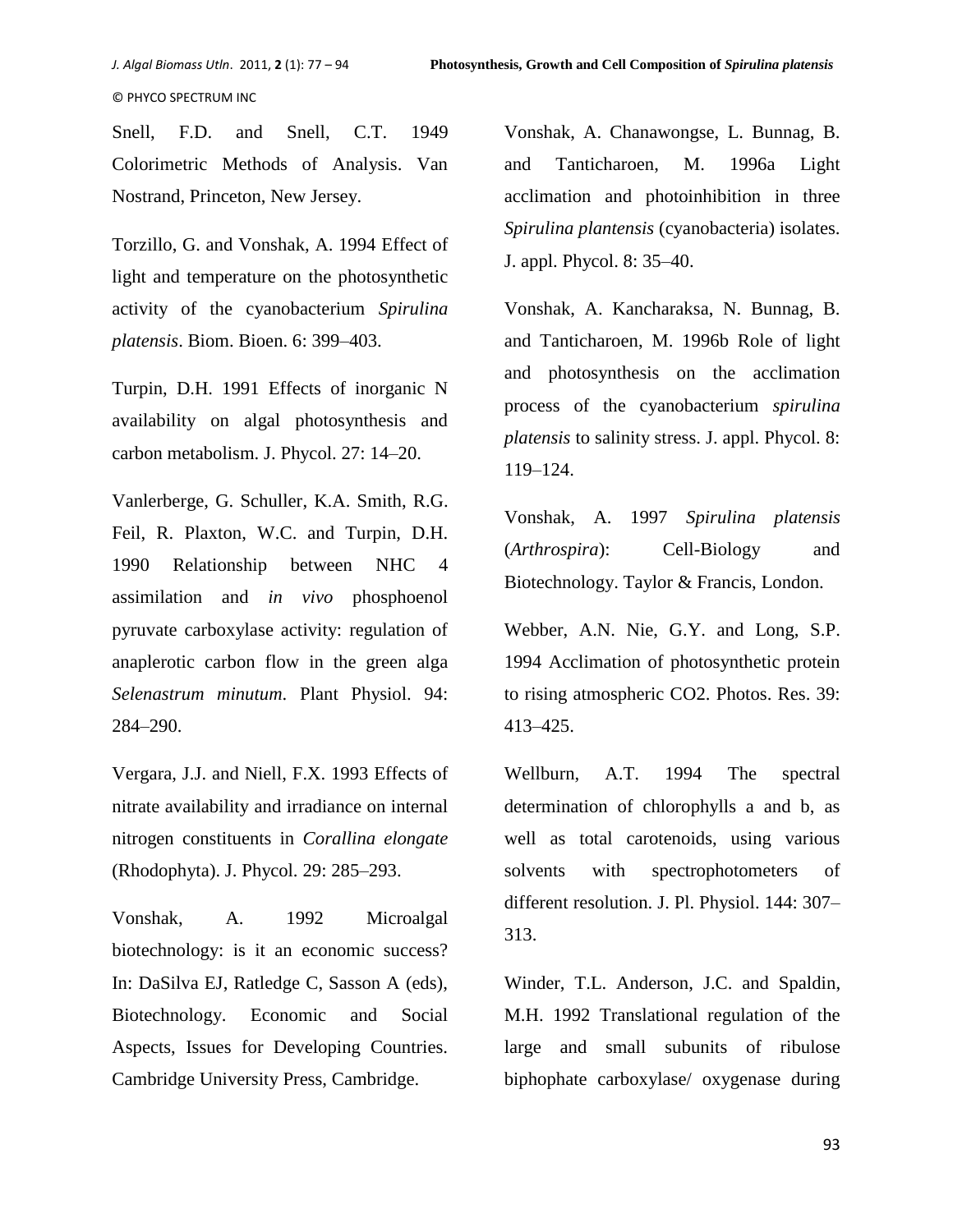Snell, F.D. and Snell, C.T. 1949 Colorimetric Methods of Analysis. Van Nostrand, Princeton, New Jersey.

Torzillo, G. and Vonshak, A. 1994 Effect of light and temperature on the photosynthetic activity of the cyanobacterium *Spirulina platensis*. Biom. Bioen. 6: 399–403.

Turpin, D.H. 1991 Effects of inorganic N availability on algal photosynthesis and carbon metabolism. J. Phycol. 27: 14–20.

Vanlerberge, G. Schuller, K.A. Smith, R.G. Feil, R. Plaxton, W.C. and Turpin, D.H. 1990 Relationship between NHC 4 assimilation and *in vivo* phosphoenol pyruvate carboxylase activity: regulation of anaplerotic carbon flow in the green alga *Selenastrum minutum*. Plant Physiol. 94: 284–290.

Vergara, J.J. and Niell, F.X. 1993 Effects of nitrate availability and irradiance on internal nitrogen constituents in *Corallina elongate* (Rhodophyta). J. Phycol. 29: 285–293.

Vonshak, A. 1992 Microalgal biotechnology: is it an economic success? In: DaSilva EJ, Ratledge C, Sasson A (eds), Biotechnology. Economic and Social Aspects, Issues for Developing Countries. Cambridge University Press, Cambridge.

Vonshak, A. Chanawongse, L. Bunnag, B. and Tanticharoen, M. 1996a Light acclimation and photoinhibition in three *Spirulina plantensis* (cyanobacteria) isolates. J. appl. Phycol. 8: 35–40.

Vonshak, A. Kancharaksa, N. Bunnag, B. and Tanticharoen, M. 1996b Role of light and photosynthesis on the acclimation process of the cyanobacterium *spirulina platensis* to salinity stress. J. appl. Phycol. 8: 119–124.

Vonshak, A. 1997 *Spirulina platensis* (*Arthrospira*): Cell-Biology and Biotechnology. Taylor & Francis, London.

Webber, A.N. Nie, G.Y. and Long, S.P. 1994 Acclimation of photosynthetic protein to rising atmospheric CO2. Photos. Res. 39: 413–425.

Wellburn, A.T. 1994 The spectral determination of chlorophylls a and b, as well as total carotenoids, using various solvents with spectrophotometers of different resolution. J. Pl. Physiol. 144: 307–313.

Winder, T.L. Anderson, J.C. and Spaldin, M.H. 1992 Translational regulation of the large and small subunits of ribulose biphophate carboxylase/ oxygenase during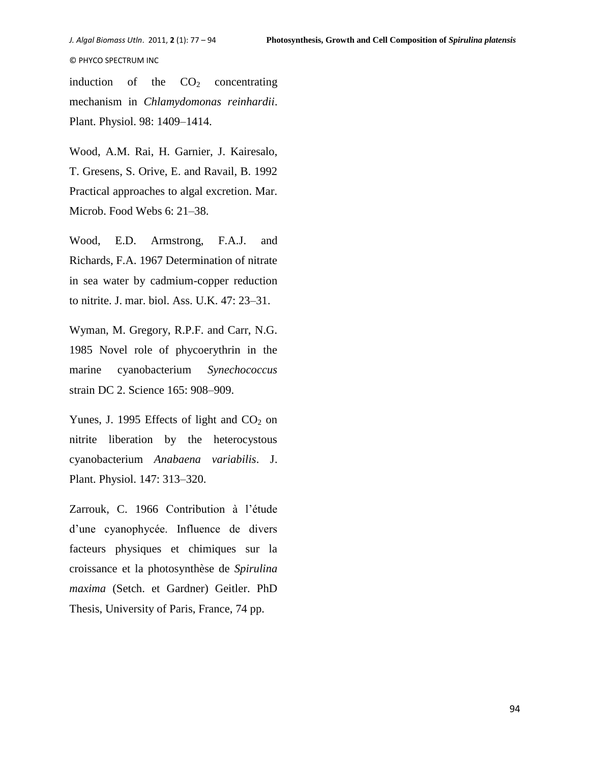induction of the $CO_2$ concentrating mechanism in *Chlamydomonas reinhardii*. Plant. Physiol. 98: 1409–1414.

Wood, A.M. Rai, H. Garnier, J. Kairesalo, T. Gresens, S. Orive, E. and Ravail, B. 1992 Practical approaches to algal excretion. Mar. Microb. Food Webs 6: 21–38.

Wood, E.D. Armstrong, F.A.J. and Richards, F.A. 1967 Determination of nitrate in sea water by cadmium-copper reduction to nitrite. J. mar. biol. Ass. U.K. 47: 23–31.

Wyman, M. Gregory, R.P.F. and Carr, N.G. 1985 Novel role of phycoerythrin in the marine cyanobacterium *Synechococcus* strain DC 2. Science 165: 908–909.

Yunes, J. 1995 Effects of light and $CO_2$ on nitrite liberation by the heterocystous cyanobacterium *Anabaena variabilis*. J. Plant. Physiol. 147: 313–320.

Zarrouk, C. 1966 Contribution à l'étude d'une cyanophycée. Influence de divers facteurs physiques et chimiques sur la croissance et la photosynthèse de *Spirulina maxima* (Setch. et Gardner) Geitler. PhD Thesis, University of Paris, France, 74 pp.